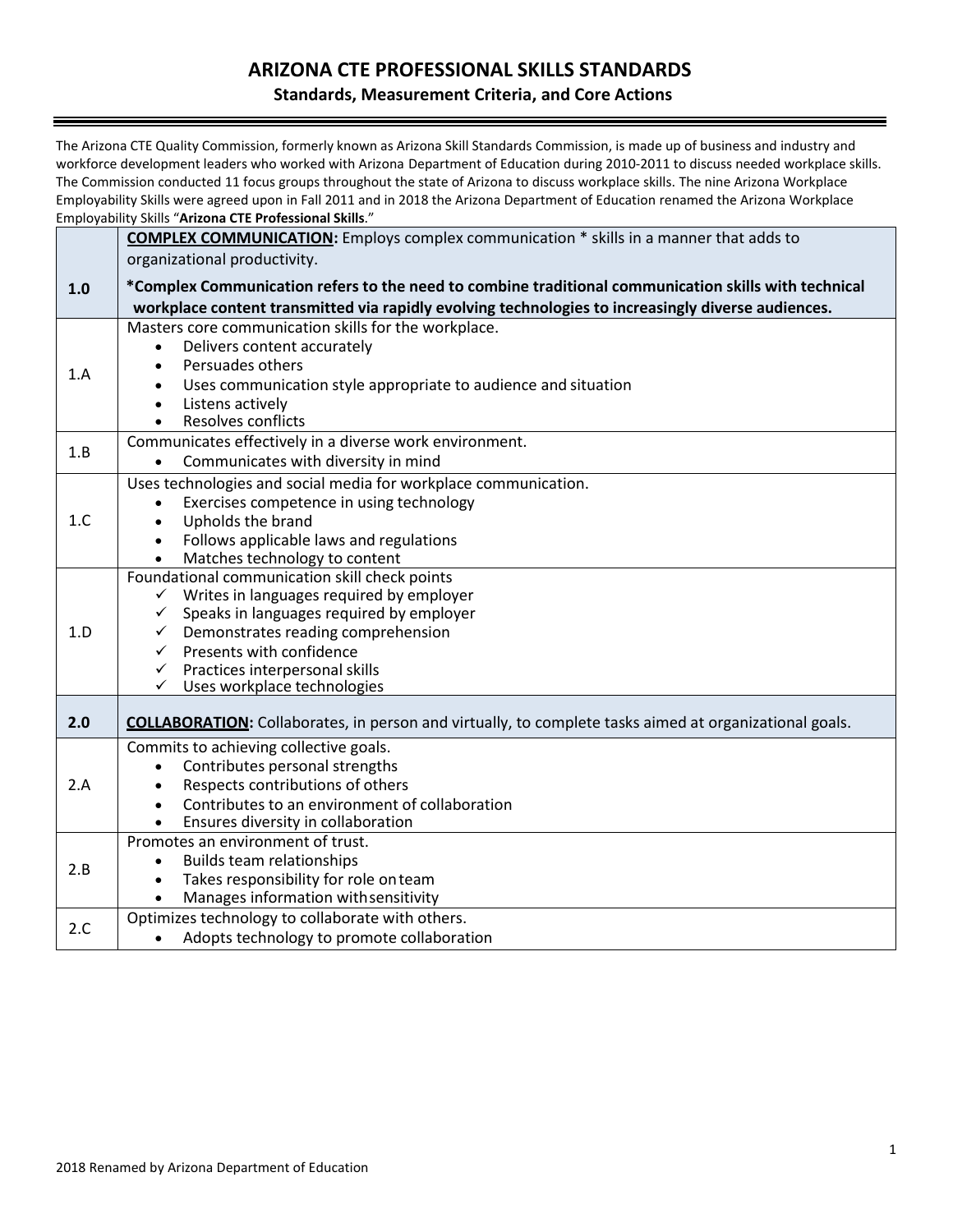# ARIZONA CTE PROFESSIONAL SKILLS STANDARDS

## Standards, Measurement Criteria, and Core Actions

The Arizona CTE Quality Commission, formerly known as Arizona Skill Standards Commission, is made up of business and industry and workforce development leaders who worked with Arizona Department of Education during 2010-2011 to discuss needed workplace skills. The Commission conducted 11 focus groups throughout the state of Arizona to discuss workplace skills. The nine Arizona Workplace Employability Skills were agreed upon in Fall 2011 and in 2018 the Arizona Department of Education renamed the Arizona Workplace Employability Skills "**Arizona CTE Professional Skills**."

| | |
|---|---|
| **1.0** | **COMPLEX COMMUNICATION:** Employs complex communication * skills in a manner that adds to organizational productivity.<br>***Complex Communication refers to the need to combine traditional communication skills with technical workplace content transmitted via rapidly evolving technologies to increasingly diverse audiences.** |
| 1.A | Masters core communication skills for the workplace.<br>• Delivers content accurately<br>• Persuades others<br>• Uses communication style appropriate to audience and situation<br>• Listens actively<br>• Resolves conflicts |
| 1.B | Communicates effectively in a diverse work environment.<br>• Communicates with diversity in mind |
| 1.C | Uses technologies and social media for workplace communication.<br>• Exercises competence in using technology<br>• Upholds the brand<br>• Follows applicable laws and regulations<br>• Matches technology to content |
| 1.D | Foundational communication skill check points<br>✓ Writes in languages required by employer<br>✓ Speaks in languages required by employer<br>✓ Demonstrates reading comprehension<br>✓ Presents with confidence<br>✓ Practices interpersonal skills<br>✓ Uses workplace technologies |
| **2.0** | **COLLABORATION:** Collaborates, in person and virtually, to complete tasks aimed at organizational goals. |
| 2.A | Commits to achieving collective goals.<br>• Contributes personal strengths<br>• Respects contributions of others<br>• Contributes to an environment of collaboration<br>• Ensures diversity in collaboration |
| 2.B | Promotes an environment of trust.<br>• Builds team relationships<br>• Takes responsibility for role on team<br>• Manages information with sensitivity |
| 2.C | Optimizes technology to collaborate with others.<br>• Adopts technology to promote collaboration |

2018 Renamed by Arizona Department of Education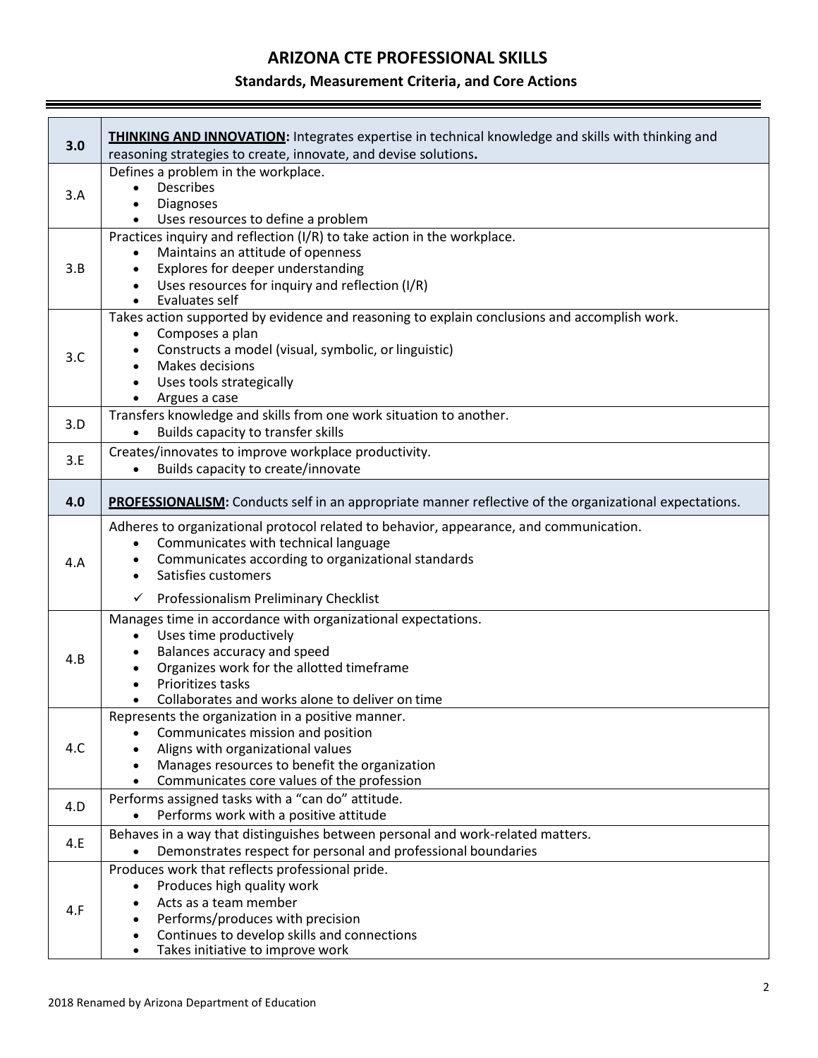# ARIZONA CTE PROFESSIONAL SKILLS

## Standards, Measurement Criteria, and Core Actions

| | |
|---|---|
| **3.0** | **THINKING AND INNOVATION:** Integrates expertise in technical knowledge and skills with thinking and reasoning strategies to create, innovate, and devise solutions**.** |
| 3.A | Defines a problem in the workplace.<br>• Describes<br>• Diagnoses<br>• Uses resources to define a problem |
| 3.B | Practices inquiry and reflection (I/R) to take action in the workplace.<br>• Maintains an attitude of openness<br>• Explores for deeper understanding<br>• Uses resources for inquiry and reflection (I/R)<br>• Evaluates self |
| 3.C | Takes action supported by evidence and reasoning to explain conclusions and accomplish work.<br>• Composes a plan<br>• Constructs a model (visual, symbolic, or linguistic)<br>• Makes decisions<br>• Uses tools strategically<br>• Argues a case |
| 3.D | Transfers knowledge and skills from one work situation to another.<br>• Builds capacity to transfer skills |
| 3.E | Creates/innovates to improve workplace productivity.<br>• Builds capacity to create/innovate |
| **4.0** | **PROFESSIONALISM:** Conducts self in an appropriate manner reflective of the organizational expectations. |
| 4.A | Adheres to organizational protocol related to behavior, appearance, and communication.<br>• Communicates with technical language<br>• Communicates according to organizational standards<br>• Satisfies customers<br>✓ Professionalism Preliminary Checklist |
| 4.B | Manages time in accordance with organizational expectations.<br>• Uses time productively<br>• Balances accuracy and speed<br>• Organizes work for the allotted timeframe<br>• Prioritizes tasks<br>• Collaborates and works alone to deliver on time |
| 4.C | Represents the organization in a positive manner.<br>• Communicates mission and position<br>• Aligns with organizational values<br>• Manages resources to benefit the organization<br>• Communicates core values of the profession |
| 4.D | Performs assigned tasks with a "can do" attitude.<br>• Performs work with a positive attitude |
| 4.E | Behaves in a way that distinguishes between personal and work-related matters.<br>• Demonstrates respect for personal and professional boundaries |
| 4.F | Produces work that reflects professional pride.<br>• Produces high quality work<br>• Acts as a team member<br>• Performs/produces with precision<br>• Continues to develop skills and connections<br>• Takes initiative to improve work |

2018 Renamed by Arizona Department of Education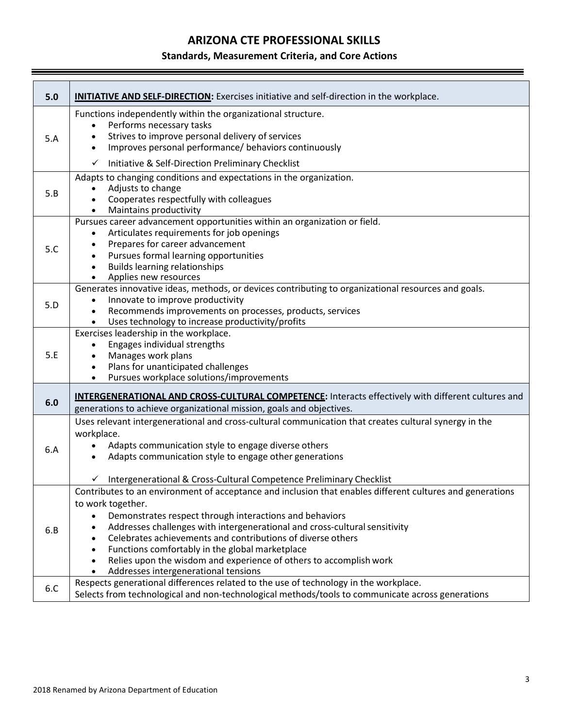# ARIZONA CTE PROFESSIONAL SKILLS

## Standards, Measurement Criteria, and Core Actions

| | |
|---|---|
| **5.0** | **INITIATIVE AND SELF-DIRECTION:** Exercises initiative and self-direction in the workplace. |
| 5.A | Functions independently within the organizational structure.<br>• Performs necessary tasks<br>• Strives to improve personal delivery of services<br>• Improves personal performance/ behaviors continuously<br><br>✓ Initiative & Self-Direction Preliminary Checklist |
| 5.B | Adapts to changing conditions and expectations in the organization.<br>• Adjusts to change<br>• Cooperates respectfully with colleagues<br>• Maintains productivity |
| 5.C | Pursues career advancement opportunities within an organization or field.<br>• Articulates requirements for job openings<br>• Prepares for career advancement<br>• Pursues formal learning opportunities<br>• Builds learning relationships<br>• Applies new resources |
| 5.D | Generates innovative ideas, methods, or devices contributing to organizational resources and goals.<br>• Innovate to improve productivity<br>• Recommends improvements on processes, products, services<br>• Uses technology to increase productivity/profits |
| 5.E | Exercises leadership in the workplace.<br>• Engages individual strengths<br>• Manages work plans<br>• Plans for unanticipated challenges<br>• Pursues workplace solutions/improvements |
| **6.0** | **INTERGENERATIONAL AND CROSS-CULTURAL COMPETENCE:** Interacts effectively with different cultures and generations to achieve organizational mission, goals and objectives. |
| 6.A | Uses relevant intergenerational and cross-cultural communication that creates cultural synergy in the workplace.<br>• Adapts communication style to engage diverse others<br>• Adapts communication style to engage other generations<br><br>✓ Intergenerational & Cross-Cultural Competence Preliminary Checklist |
| 6.B | Contributes to an environment of acceptance and inclusion that enables different cultures and generations to work together.<br>• Demonstrates respect through interactions and behaviors<br>• Addresses challenges with intergenerational and cross-cultural sensitivity<br>• Celebrates achievements and contributions of diverse others<br>• Functions comfortably in the global marketplace<br>• Relies upon the wisdom and experience of others to accomplish work<br>• Addresses intergenerational tensions |
| 6.C | Respects generational differences related to the use of technology in the workplace.<br>Selects from technological and non-technological methods/tools to communicate across generations |

2018 Renamed by Arizona Department of Education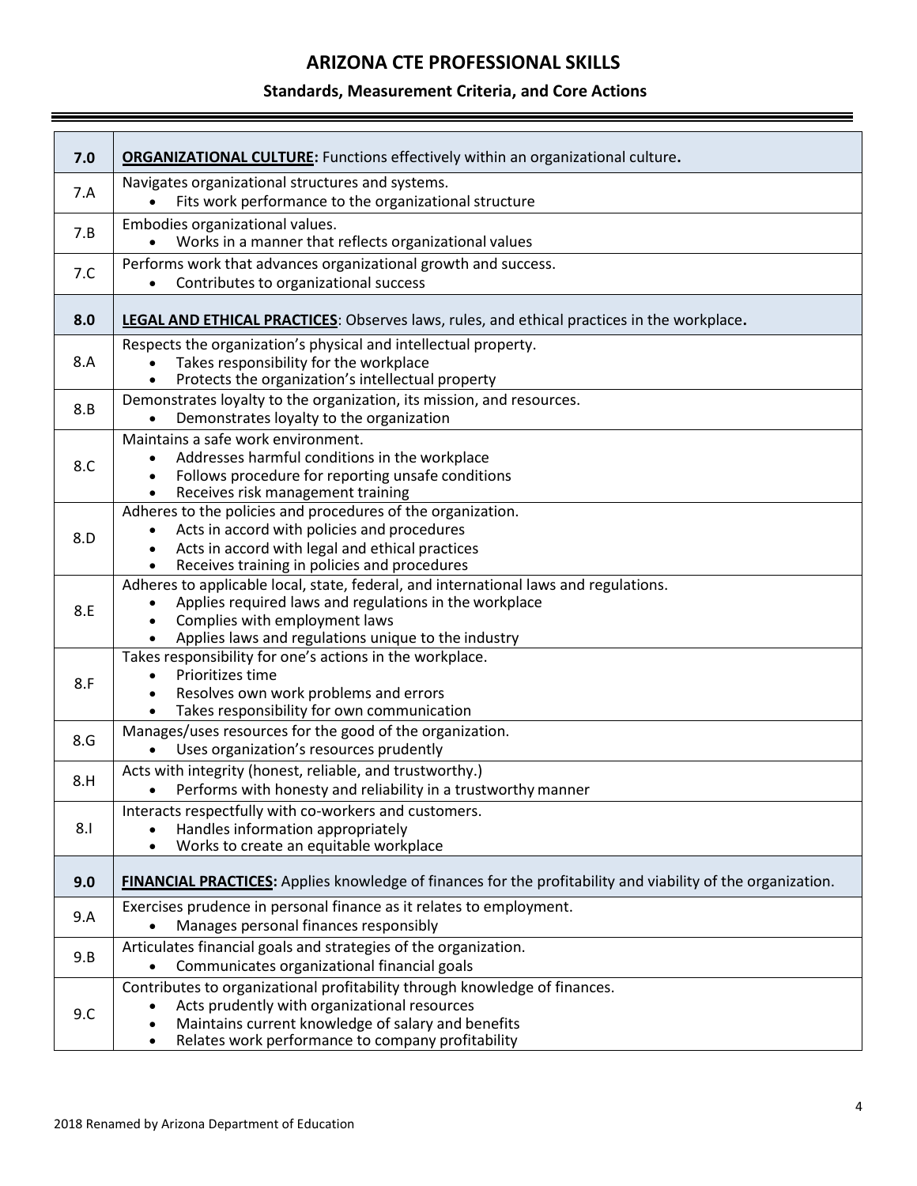# ARIZONA CTE PROFESSIONAL SKILLS

## Standards, Measurement Criteria, and Core Actions

| | |
|---|---|
| **7.0** | **ORGANIZATIONAL CULTURE:** Functions effectively within an organizational culture**.** |
| 7.A | Navigates organizational structures and systems.<br>• Fits work performance to the organizational structure |
| 7.B | Embodies organizational values.<br>• Works in a manner that reflects organizational values |
| 7.C | Performs work that advances organizational growth and success.<br>• Contributes to organizational success |
| **8.0** | **LEGAL AND ETHICAL PRACTICES**: Observes laws, rules, and ethical practices in the workplace**.** |
| 8.A | Respects the organization's physical and intellectual property.<br>• Takes responsibility for the workplace<br>• Protects the organization's intellectual property |
| 8.B | Demonstrates loyalty to the organization, its mission, and resources.<br>• Demonstrates loyalty to the organization |
| 8.C | Maintains a safe work environment.<br>• Addresses harmful conditions in the workplace<br>• Follows procedure for reporting unsafe conditions<br>• Receives risk management training |
| 8.D | Adheres to the policies and procedures of the organization.<br>• Acts in accord with policies and procedures<br>• Acts in accord with legal and ethical practices<br>• Receives training in policies and procedures |
| 8.E | Adheres to applicable local, state, federal, and international laws and regulations.<br>• Applies required laws and regulations in the workplace<br>• Complies with employment laws<br>• Applies laws and regulations unique to the industry |
| 8.F | Takes responsibility for one's actions in the workplace.<br>• Prioritizes time<br>• Resolves own work problems and errors<br>• Takes responsibility for own communication |
| 8.G | Manages/uses resources for the good of the organization.<br>• Uses organization's resources prudently |
| 8.H | Acts with integrity (honest, reliable, and trustworthy.)<br>• Performs with honesty and reliability in a trustworthy manner |
| 8.I | Interacts respectfully with co-workers and customers.<br>• Handles information appropriately<br>• Works to create an equitable workplace |
| **9.0** | **FINANCIAL PRACTICES:** Applies knowledge of finances for the profitability and viability of the organization. |
| 9.A | Exercises prudence in personal finance as it relates to employment.<br>• Manages personal finances responsibly |
| 9.B | Articulates financial goals and strategies of the organization.<br>• Communicates organizational financial goals |
| 9.C | Contributes to organizational profitability through knowledge of finances.<br>• Acts prudently with organizational resources<br>• Maintains current knowledge of salary and benefits<br>• Relates work performance to company profitability |

2018 Renamed by Arizona Department of Education